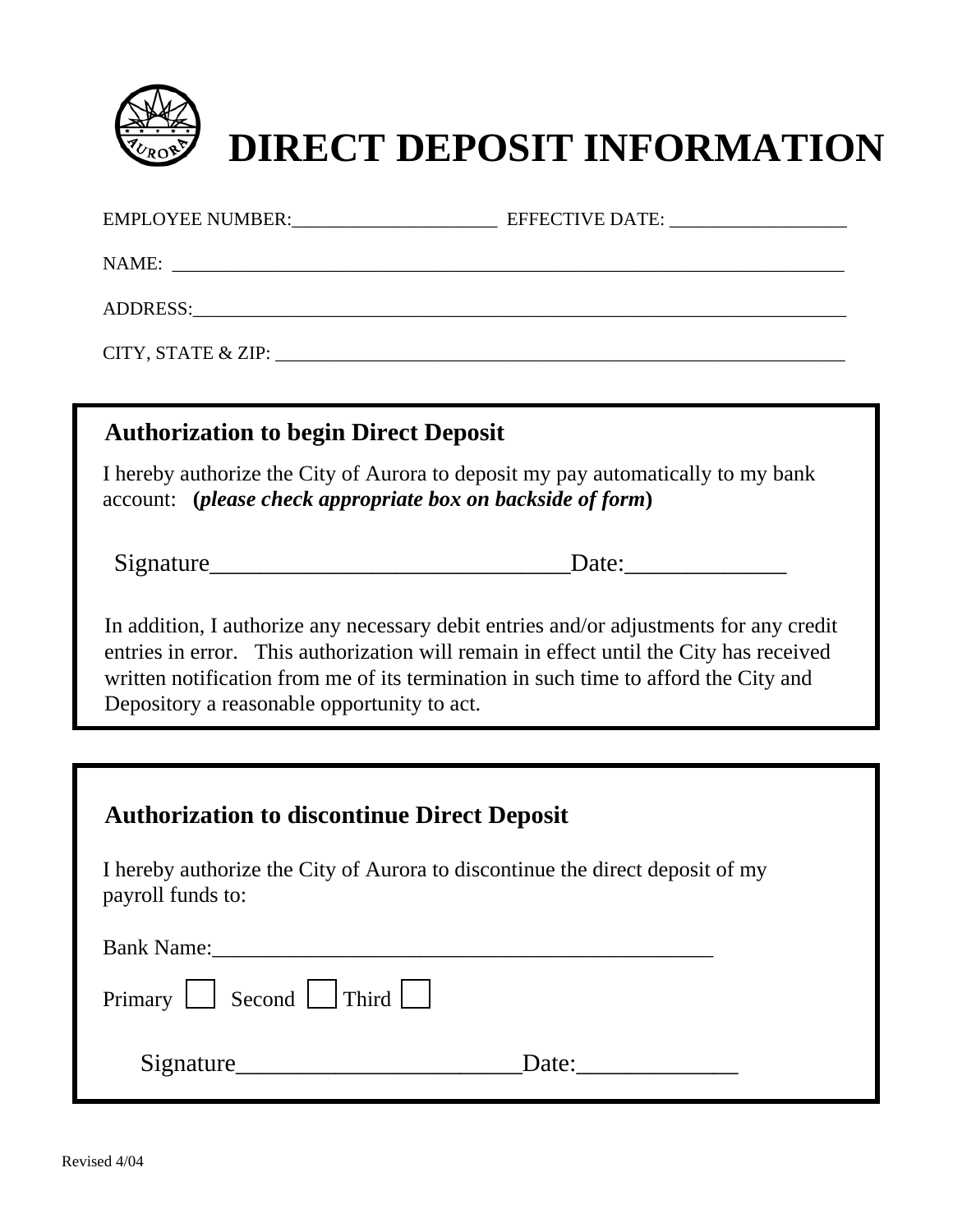# DIRECT DEPOSIT INFORMATION

EMPLOYEE NUMBER:______________________ EFFECTIVE DATE: ___________________

NAME: ________________________________________________________________________

ADDRESS:______________________________________________________________________

CITY, STATE & ZIP: ______________________________________________________________

## Authorization to begin Direct Deposit

I hereby authorize the City of Aurora to deposit my pay automatically to my bank account: **(*please check appropriate box on backside of form*)**

Signature_____________________________Date:_____________

In addition, I authorize any necessary debit entries and/or adjustments for any credit entries in error. This authorization will remain in effect until the City has received written notification from me of its termination in such time to afford the City and Depository a reasonable opportunity to act.

## Authorization to discontinue Direct Deposit

I hereby authorize the City of Aurora to discontinue the direct deposit of my payroll funds to:

Bank Name:_______________________________________________

Primary ☐ Second ☐ Third ☐

Signature_______________________Date:_____________

Revised 4/04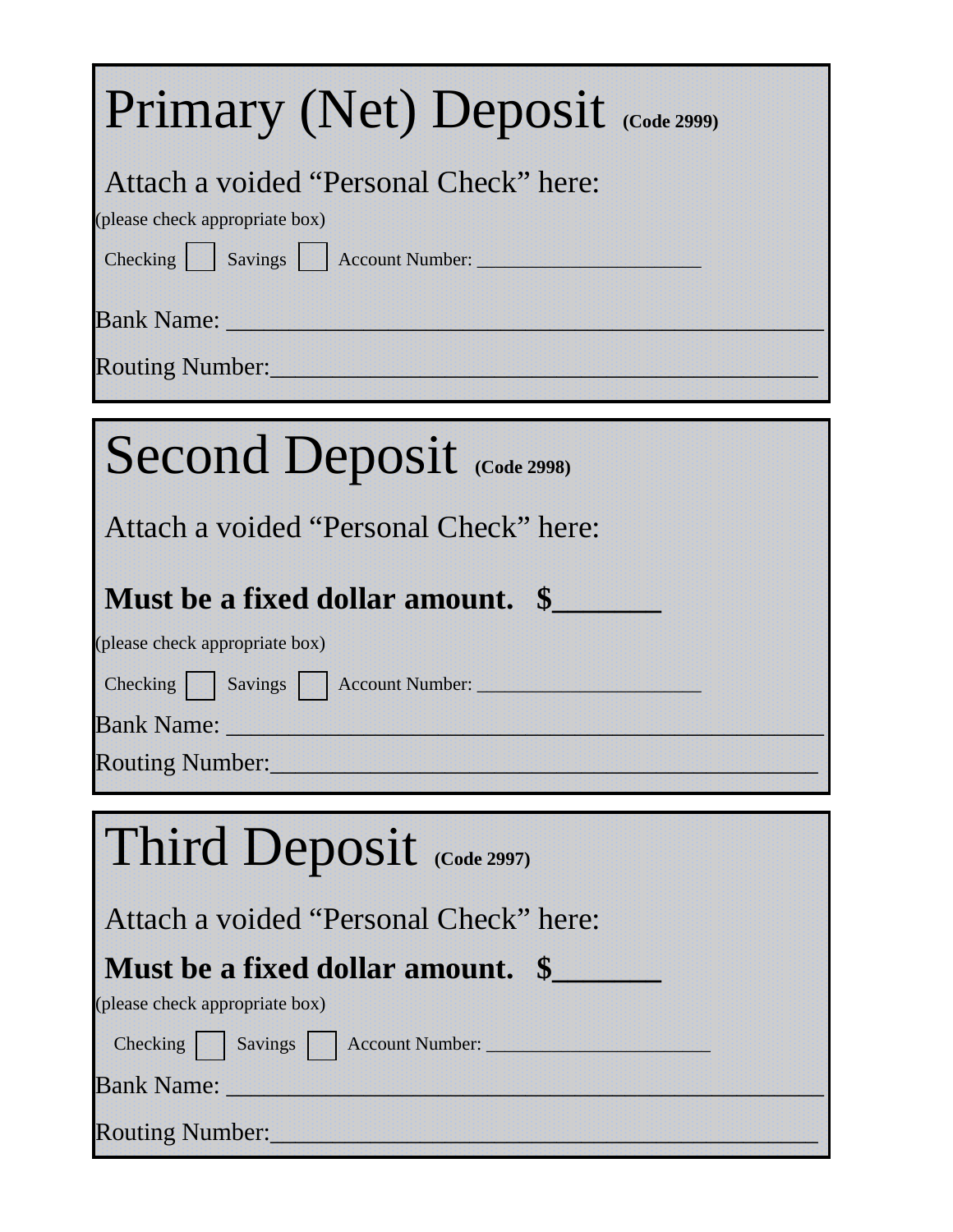# Primary (Net) Deposit **(Code 2999)**

Attach a voided "Personal Check" here:

(please check appropriate box)

Checking ☐ Savings ☐ Account Number: ______________________

Bank Name: ___________________________________________________

Routing Number:_____________________________________________

# Second Deposit **(Code 2998)**

Attach a voided "Personal Check" here:

**Must be a fixed dollar amount. $_______**

(please check appropriate box)

Checking ☐ Savings ☐ Account Number: ______________________

Bank Name: ___________________________________________________

Routing Number:_____________________________________________

# Third Deposit **(Code 2997)**

Attach a voided "Personal Check" here:

**Must be a fixed dollar amount. $_______**

(please check appropriate box)

Checking ☐ Savings ☐ Account Number: ______________________

Bank Name: ___________________________________________________

Routing Number:_____________________________________________